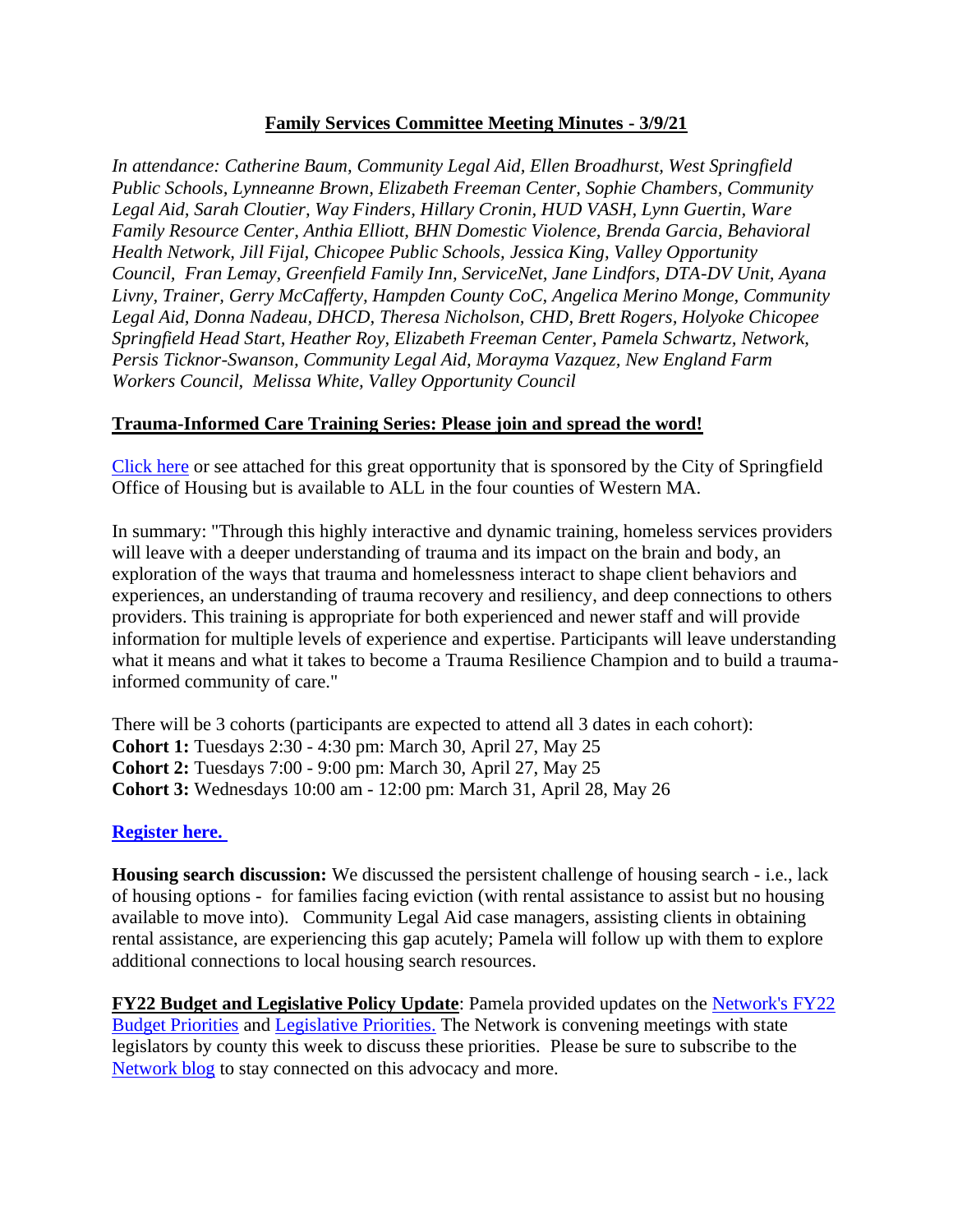# Family Services Committee Meeting Minutes - 3/9/21

*In attendance: Catherine Baum, Community Legal Aid, Ellen Broadhurst, West Springfield Public Schools, Lynneanne Brown, Elizabeth Freeman Center, Sophie Chambers, Community Legal Aid, Sarah Cloutier, Way Finders, Hillary Cronin, HUD VASH, Lynn Guertin, Ware Family Resource Center, Anthia Elliott, BHN Domestic Violence, Brenda Garcia, Behavioral Health Network, Jill Fijal, Chicopee Public Schools, Jessica King, Valley Opportunity Council, Fran Lemay, Greenfield Family Inn, ServiceNet, Jane Lindfors, DTA-DV Unit, Ayana Livny, Trainer, Gerry McCafferty, Hampden County CoC, Angelica Merino Monge, Community Legal Aid, Donna Nadeau, DHCD, Theresa Nicholson, CHD, Brett Rogers, Holyoke Chicopee Springfield Head Start, Heather Roy, Elizabeth Freeman Center, Pamela Schwartz, Network, Persis Ticknor-Swanson, Community Legal Aid, Morayma Vazquez, New England Farm Workers Council, Melissa White, Valley Opportunity Council*

## Trauma-Informed Care Training Series: Please join and spread the word!

Click here or see attached for this great opportunity that is sponsored by the City of Springfield Office of Housing but is available to ALL in the four counties of Western MA.

In summary: "Through this highly interactive and dynamic training, homeless services providers will leave with a deeper understanding of trauma and its impact on the brain and body, an exploration of the ways that trauma and homelessness interact to shape client behaviors and experiences, an understanding of trauma recovery and resiliency, and deep connections to others providers. This training is appropriate for both experienced and newer staff and will provide information for multiple levels of experience and expertise. Participants will leave understanding what it means and what it takes to become a Trauma Resilience Champion and to build a trauma-informed community of care."

There will be 3 cohorts (participants are expected to attend all 3 dates in each cohort):
**Cohort 1:** Tuesdays 2:30 - 4:30 pm: March 30, April 27, May 25
**Cohort 2:** Tuesdays 7:00 - 9:00 pm: March 30, April 27, May 25
**Cohort 3:** Wednesdays 10:00 am - 12:00 pm: March 31, April 28, May 26

**Register here.**

**Housing search discussion:** We discussed the persistent challenge of housing search - i.e., lack of housing options - for families facing eviction (with rental assistance to assist but no housing available to move into). Community Legal Aid case managers, assisting clients in obtaining rental assistance, are experiencing this gap acutely; Pamela will follow up with them to explore additional connections to local housing search resources.

**FY22 Budget and Legislative Policy Update**: Pamela provided updates on the Network's FY22 Budget Priorities and Legislative Priorities. The Network is convening meetings with state legislators by county this week to discuss these priorities. Please be sure to subscribe to the Network blog to stay connected on this advocacy and more.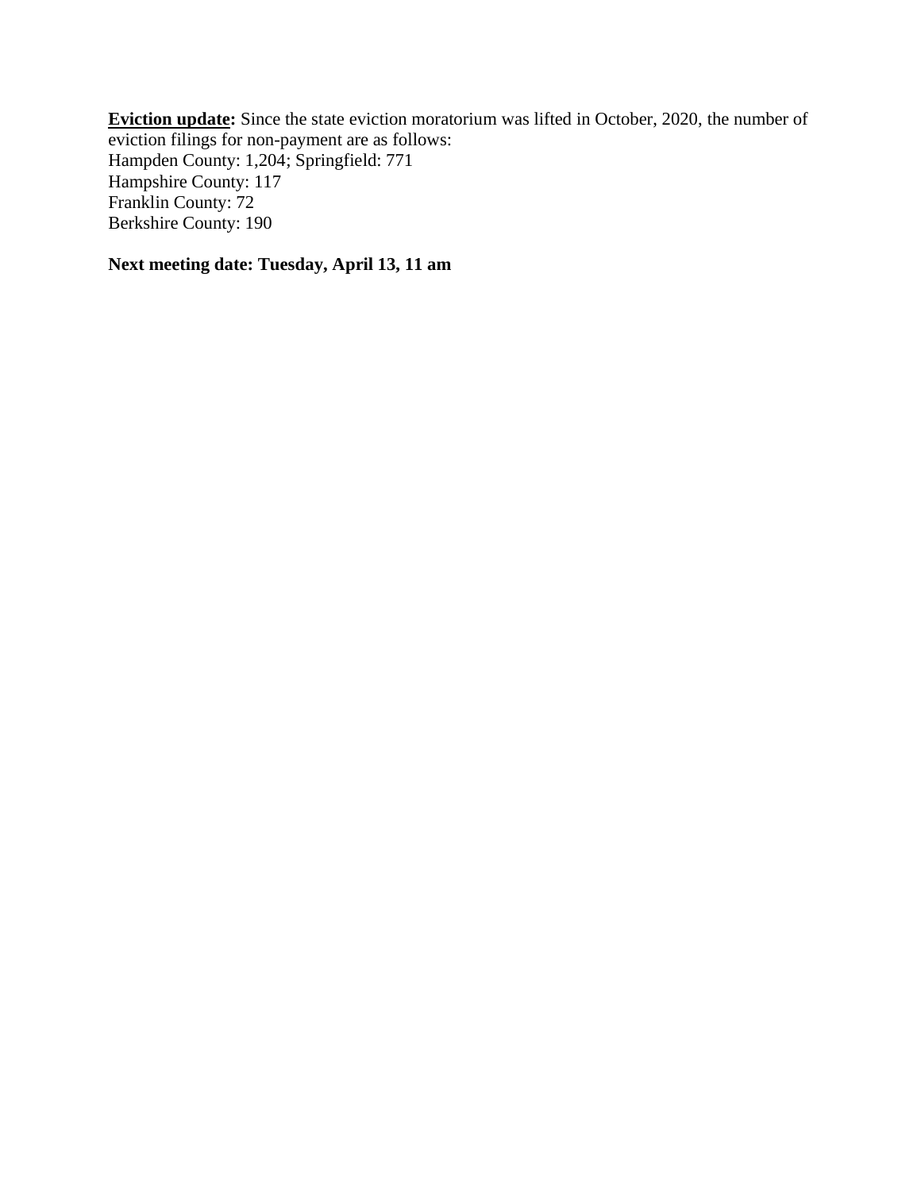**<u>Eviction update</u>:** Since the state eviction moratorium was lifted in October, 2020, the number of eviction filings for non-payment are as follows:
Hampden County: 1,204; Springfield: 771
Hampshire County: 117
Franklin County: 72
Berkshire County: 190

**Next meeting date: Tuesday, April 13, 11 am**